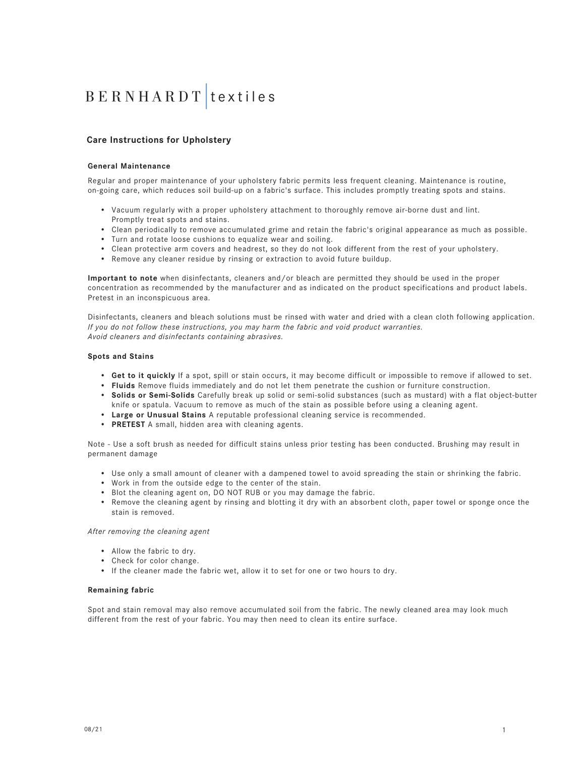BERNHARDT | textiles

## Care Instructions for Upholstery

### General Maintenance

Regular and proper maintenance of your upholstery fabric permits less frequent cleaning. Maintenance is routine, on-going care, which reduces soil build-up on a fabric's surface. This includes promptly treating spots and stains.

- Vacuum regularly with a proper upholstery attachment to thoroughly remove air-borne dust and lint. Promptly treat spots and stains.
- Clean periodically to remove accumulated grime and retain the fabric's original appearance as much as possible.
- Turn and rotate loose cushions to equalize wear and soiling.
- Clean protective arm covers and headrest, so they do not look different from the rest of your upholstery.
- Remove any cleaner residue by rinsing or extraction to avoid future buildup.

**Important to note** when disinfectants, cleaners and/or bleach are permitted they should be used in the proper concentration as recommended by the manufacturer and as indicated on the product specifications and product labels. Pretest in an inconspicuous area.

Disinfectants, cleaners and bleach solutions must be rinsed with water and dried with a clean cloth following application.
*If you do not follow these instructions, you may harm the fabric and void product warranties.*
*Avoid cleaners and disinfectants containing abrasives.*

### Spots and Stains

- **Get to it quickly** If a spot, spill or stain occurs, it may become difficult or impossible to remove if allowed to set.
- **Fluids** Remove fluids immediately and do not let them penetrate the cushion or furniture construction.
- **Solids or Semi-Solids** Carefully break up solid or semi-solid substances (such as mustard) with a flat object-butter knife or spatula. Vacuum to remove as much of the stain as possible before using a cleaning agent.
- **Large or Unusual Stains** A reputable professional cleaning service is recommended.
- **PRETEST** A small, hidden area with cleaning agents.

Note - Use a soft brush as needed for difficult stains unless prior testing has been conducted. Brushing may result in permanent damage

- Use only a small amount of cleaner with a dampened towel to avoid spreading the stain or shrinking the fabric.
- Work in from the outside edge to the center of the stain.
- Blot the cleaning agent on, DO NOT RUB or you may damage the fabric.
- Remove the cleaning agent by rinsing and blotting it dry with an absorbent cloth, paper towel or sponge once the stain is removed.

*After removing the cleaning agent*

- Allow the fabric to dry.
- Check for color change.
- If the cleaner made the fabric wet, allow it to set for one or two hours to dry.

### Remaining fabric

Spot and stain removal may also remove accumulated soil from the fabric. The newly cleaned area may look much different from the rest of your fabric. You may then need to clean its entire surface.

08/21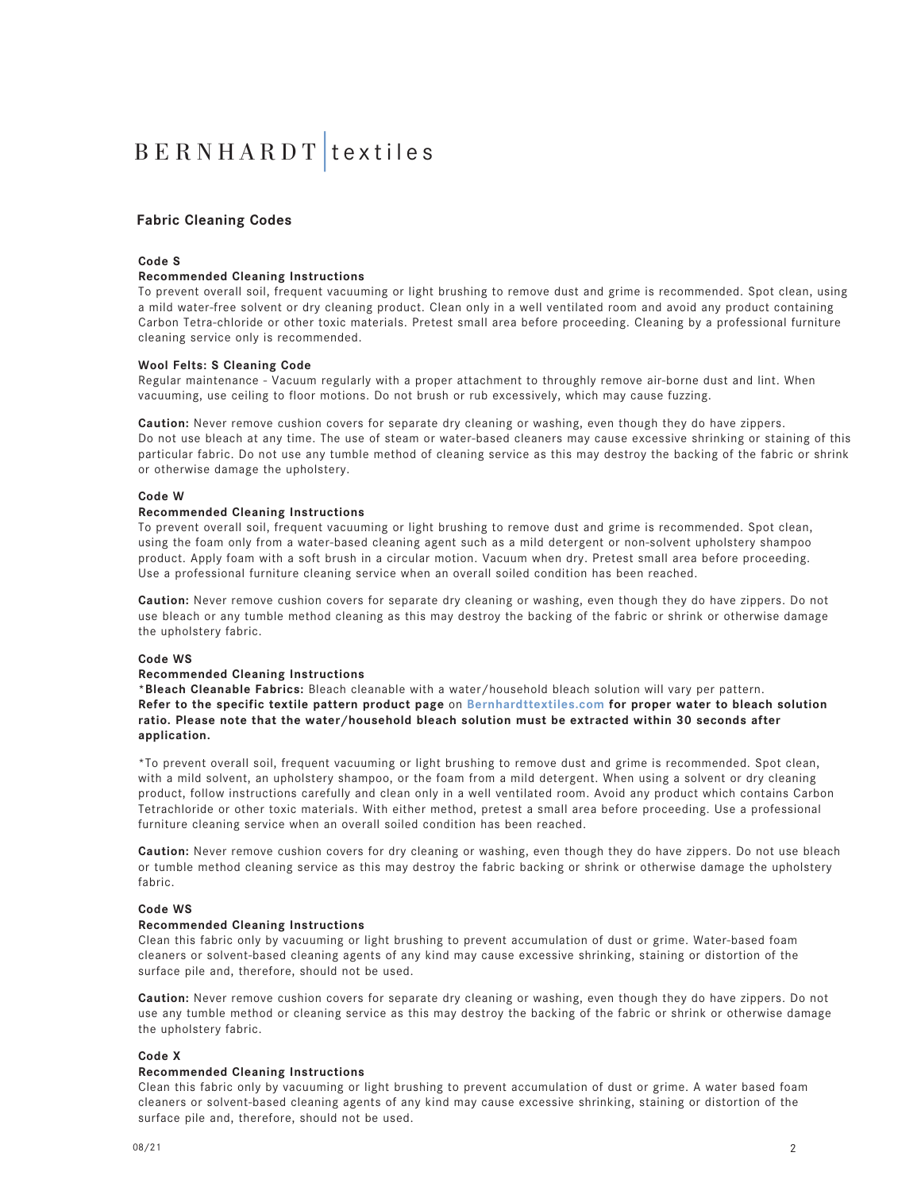# BERNHARDT | textiles

## Fabric Cleaning Codes

**Code S**

**Recommended Cleaning Instructions**

To prevent overall soil, frequent vacuuming or light brushing to remove dust and grime is recommended. Spot clean, using a mild water-free solvent or dry cleaning product. Clean only in a well ventilated room and avoid any product containing Carbon Tetra-chloride or other toxic materials. Pretest small area before proceeding. Cleaning by a professional furniture cleaning service only is recommended.

**Wool Felts: S Cleaning Code**

Regular maintenance - Vacuum regularly with a proper attachment to throughly remove air-borne dust and lint. When vacuuming, use ceiling to floor motions. Do not brush or rub excessively, which may cause fuzzing.

**Caution:** Never remove cushion covers for separate dry cleaning or washing, even though they do have zippers. Do not use bleach at any time. The use of steam or water-based cleaners may cause excessive shrinking or staining of this particular fabric. Do not use any tumble method of cleaning service as this may destroy the backing of the fabric or shrink or otherwise damage the upholstery.

**Code W**

**Recommended Cleaning Instructions**

To prevent overall soil, frequent vacuuming or light brushing to remove dust and grime is recommended. Spot clean, using the foam only from a water-based cleaning agent such as a mild detergent or non-solvent upholstery shampoo product. Apply foam with a soft brush in a circular motion. Vacuum when dry. Pretest small area before proceeding. Use a professional furniture cleaning service when an overall soiled condition has been reached.

**Caution:** Never remove cushion covers for separate dry cleaning or washing, even though they do have zippers. Do not use bleach or any tumble method cleaning as this may destroy the backing of the fabric or shrink or otherwise damage the upholstery fabric.

**Code WS**

**Recommended Cleaning Instructions**

*__Bleach Cleanable Fabrics:__ Bleach cleanable with a water/household bleach solution will vary per pattern. **Refer to the specific textile pattern product page** on **Bernhardttextiles.com** **for proper water to bleach solution ratio. Please note that the water/household bleach solution must be extracted within 30 seconds after application.**

*To prevent overall soil, frequent vacuuming or light brushing to remove dust and grime is recommended. Spot clean, with a mild solvent, an upholstery shampoo, or the foam from a mild detergent. When using a solvent or dry cleaning product, follow instructions carefully and clean only in a well ventilated room. Avoid any product which contains Carbon Tetrachloride or other toxic materials. With either method, pretest a small area before proceeding. Use a professional furniture cleaning service when an overall soiled condition has been reached.

**Caution:** Never remove cushion covers for dry cleaning or washing, even though they do have zippers. Do not use bleach or tumble method cleaning service as this may destroy the fabric backing or shrink or otherwise damage the upholstery fabric.

**Code WS**

**Recommended Cleaning Instructions**

Clean this fabric only by vacuuming or light brushing to prevent accumulation of dust or grime. Water-based foam cleaners or solvent-based cleaning agents of any kind may cause excessive shrinking, staining or distortion of the surface pile and, therefore, should not be used.

**Caution:** Never remove cushion covers for separate dry cleaning or washing, even though they do have zippers. Do not use any tumble method or cleaning service as this may destroy the backing of the fabric or shrink or otherwise damage the upholstery fabric.

**Code X**

**Recommended Cleaning Instructions**

Clean this fabric only by vacuuming or light brushing to prevent accumulation of dust or grime. A water based foam cleaners or solvent-based cleaning agents of any kind may cause excessive shrinking, staining or distortion of the surface pile and, therefore, should not be used.

08/21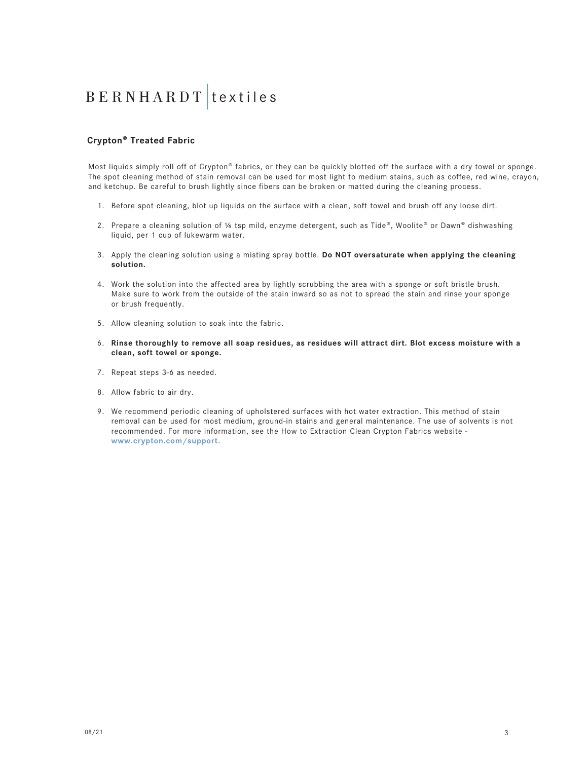BERNHARDT | textiles

## Crypton® Treated Fabric

Most liquids simply roll off of Crypton® fabrics, or they can be quickly blotted off the surface with a dry towel or sponge. The spot cleaning method of stain removal can be used for most light to medium stains, such as coffee, red wine, crayon, and ketchup. Be careful to brush lightly since fibers can be broken or matted during the cleaning process.

1. Before spot cleaning, blot up liquids on the surface with a clean, soft towel and brush off any loose dirt.
2. Prepare a cleaning solution of ¼ tsp mild, enzyme detergent, such as Tide®, Woolite® or Dawn® dishwashing liquid, per 1 cup of lukewarm water.
3. Apply the cleaning solution using a misting spray bottle. **Do NOT oversaturate when applying the cleaning solution.**
4. Work the solution into the affected area by lightly scrubbing the area with a sponge or soft bristle brush. Make sure to work from the outside of the stain inward so as not to spread the stain and rinse your sponge or brush frequently.
5. Allow cleaning solution to soak into the fabric.
6. **Rinse thoroughly to remove all soap residues, as residues will attract dirt. Blot excess moisture with a clean, soft towel or sponge.**
7. Repeat steps 3-6 as needed.
8. Allow fabric to air dry.
9. We recommend periodic cleaning of upholstered surfaces with hot water extraction. This method of stain removal can be used for most medium, ground-in stains and general maintenance. The use of solvents is not recommended. For more information, see the How to Extraction Clean Crypton Fabrics website - **www.crypton.com/support.**

08/21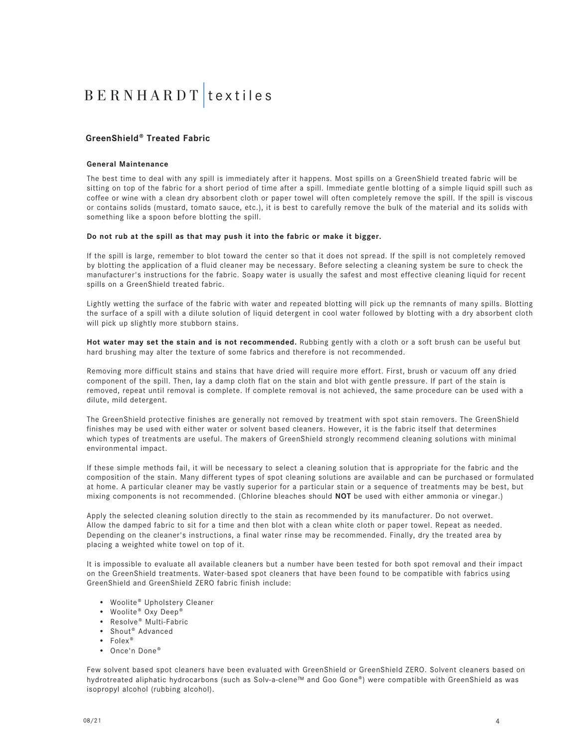# BERNHARDT | textiles

## GreenShield® Treated Fabric

### General Maintenance

The best time to deal with any spill is immediately after it happens. Most spills on a GreenShield treated fabric will be sitting on top of the fabric for a short period of time after a spill. Immediate gentle blotting of a simple liquid spill such as coffee or wine with a clean dry absorbent cloth or paper towel will often completely remove the spill. If the spill is viscous or contains solids (mustard, tomato sauce, etc.), it is best to carefully remove the bulk of the material and its solids with something like a spoon before blotting the spill.

**Do not rub at the spill as that may push it into the fabric or make it bigger.**

If the spill is large, remember to blot toward the center so that it does not spread. If the spill is not completely removed by blotting the application of a fluid cleaner may be necessary. Before selecting a cleaning system be sure to check the manufacturer's instructions for the fabric. Soapy water is usually the safest and most effective cleaning liquid for recent spills on a GreenShield treated fabric.

Lightly wetting the surface of the fabric with water and repeated blotting will pick up the remnants of many spills. Blotting the surface of a spill with a dilute solution of liquid detergent in cool water followed by blotting with a dry absorbent cloth will pick up slightly more stubborn stains.

**Hot water may set the stain and is not recommended.** Rubbing gently with a cloth or a soft brush can be useful but hard brushing may alter the texture of some fabrics and therefore is not recommended.

Removing more difficult stains and stains that have dried will require more effort. First, brush or vacuum off any dried component of the spill. Then, lay a damp cloth flat on the stain and blot with gentle pressure. If part of the stain is removed, repeat until removal is complete. If complete removal is not achieved, the same procedure can be used with a dilute, mild detergent.

The GreenShield protective finishes are generally not removed by treatment with spot stain removers. The GreenShield finishes may be used with either water or solvent based cleaners. However, it is the fabric itself that determines which types of treatments are useful. The makers of GreenShield strongly recommend cleaning solutions with minimal environmental impact.

If these simple methods fail, it will be necessary to select a cleaning solution that is appropriate for the fabric and the composition of the stain. Many different types of spot cleaning solutions are available and can be purchased or formulated at home. A particular cleaner may be vastly superior for a particular stain or a sequence of treatments may be best, but mixing components is not recommended. (Chlorine bleaches should **NOT** be used with either ammonia or vinegar.)

Apply the selected cleaning solution directly to the stain as recommended by its manufacturer. Do not overwet. Allow the damped fabric to sit for a time and then blot with a clean white cloth or paper towel. Repeat as needed. Depending on the cleaner's instructions, a final water rinse may be recommended. Finally, dry the treated area by placing a weighted white towel on top of it.

It is impossible to evaluate all available cleaners but a number have been tested for both spot removal and their impact on the GreenShield treatments. Water-based spot cleaners that have been found to be compatible with fabrics using GreenShield and GreenShield ZERO fabric finish include:

- Woolite® Upholstery Cleaner
- Woolite® Oxy Deep®
- Resolve® Multi-Fabric
- Shout® Advanced
- Folex®
- Once'n Done®

Few solvent based spot cleaners have been evaluated with GreenShield or GreenShield ZERO. Solvent cleaners based on hydrotreated aliphatic hydrocarbons (such as Solv-a-clene™ and Goo Gone®) were compatible with GreenShield as was isopropyl alcohol (rubbing alcohol).

08/21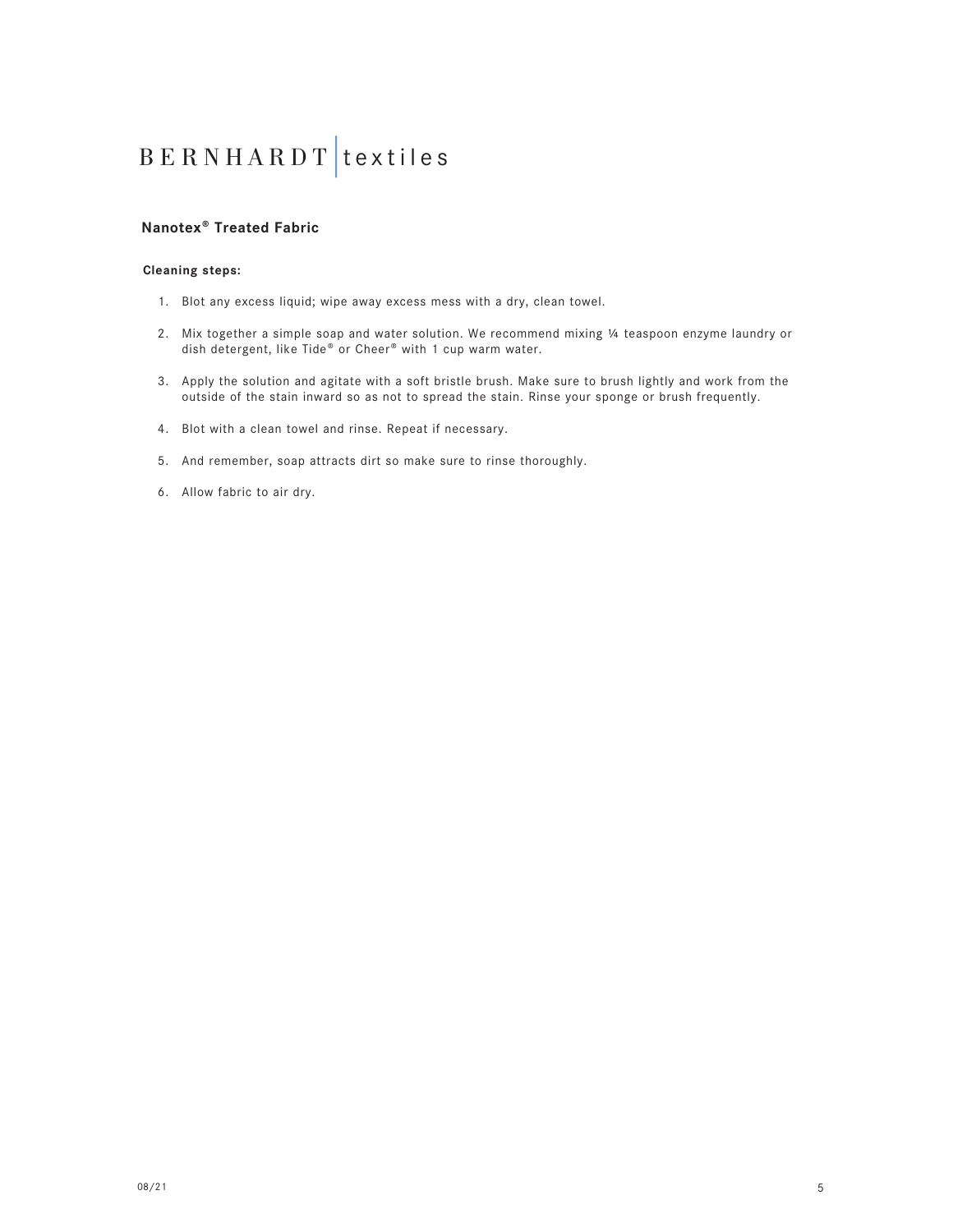BERNHARDT | textiles

## Nanotex® Treated Fabric

**Cleaning steps:**

1. Blot any excess liquid; wipe away excess mess with a dry, clean towel.
2. Mix together a simple soap and water solution. We recommend mixing ¼ teaspoon enzyme laundry or dish detergent, like Tide® or Cheer® with 1 cup warm water.
3. Apply the solution and agitate with a soft bristle brush. Make sure to brush lightly and work from the outside of the stain inward so as not to spread the stain. Rinse your sponge or brush frequently.
4. Blot with a clean towel and rinse. Repeat if necessary.
5. And remember, soap attracts dirt so make sure to rinse thoroughly.
6. Allow fabric to air dry.

08/21